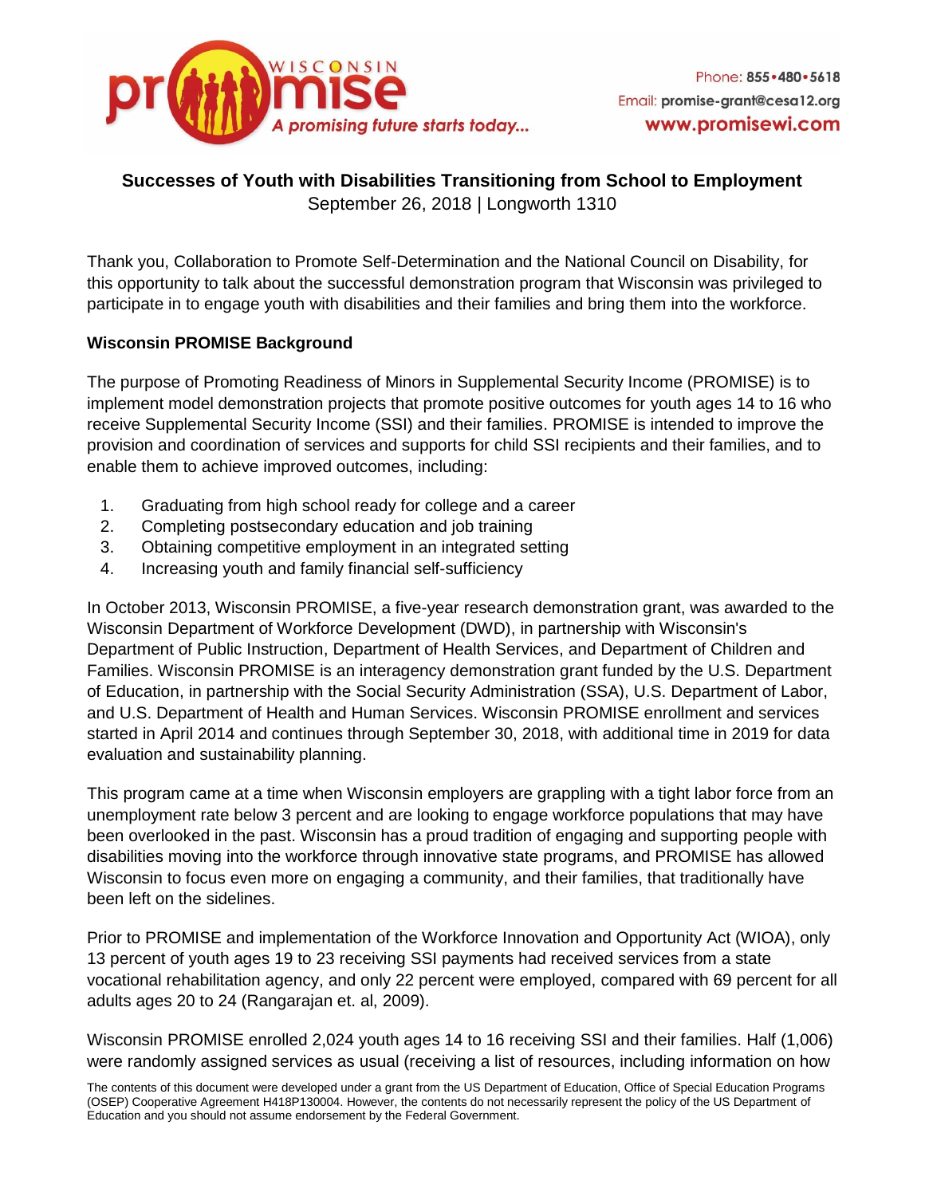Wisconsin PROMISE — A promising future starts today...

Phone: 855•480•5618
Email: promise-grant@cesa12.org
www.promisewi.com

**Successes of Youth with Disabilities Transitioning from School to Employment**
September 26, 2018 | Longworth 1310

Thank you, Collaboration to Promote Self-Determination and the National Council on Disability, for this opportunity to talk about the successful demonstration program that Wisconsin was privileged to participate in to engage youth with disabilities and their families and bring them into the workforce.

**Wisconsin PROMISE Background**

The purpose of Promoting Readiness of Minors in Supplemental Security Income (PROMISE) is to implement model demonstration projects that promote positive outcomes for youth ages 14 to 16 who receive Supplemental Security Income (SSI) and their families. PROMISE is intended to improve the provision and coordination of services and supports for child SSI recipients and their families, and to enable them to achieve improved outcomes, including:

1. Graduating from high school ready for college and a career
2. Completing postsecondary education and job training
3. Obtaining competitive employment in an integrated setting
4. Increasing youth and family financial self-sufficiency

In October 2013, Wisconsin PROMISE, a five-year research demonstration grant, was awarded to the Wisconsin Department of Workforce Development (DWD), in partnership with Wisconsin's Department of Public Instruction, Department of Health Services, and Department of Children and Families. Wisconsin PROMISE is an interagency demonstration grant funded by the U.S. Department of Education, in partnership with the Social Security Administration (SSA), U.S. Department of Labor, and U.S. Department of Health and Human Services. Wisconsin PROMISE enrollment and services started in April 2014 and continues through September 30, 2018, with additional time in 2019 for data evaluation and sustainability planning.

This program came at a time when Wisconsin employers are grappling with a tight labor force from an unemployment rate below 3 percent and are looking to engage workforce populations that may have been overlooked in the past. Wisconsin has a proud tradition of engaging and supporting people with disabilities moving into the workforce through innovative state programs, and PROMISE has allowed Wisconsin to focus even more on engaging a community, and their families, that traditionally have been left on the sidelines.

Prior to PROMISE and implementation of the Workforce Innovation and Opportunity Act (WIOA), only 13 percent of youth ages 19 to 23 receiving SSI payments had received services from a state vocational rehabilitation agency, and only 22 percent were employed, compared with 69 percent for all adults ages 20 to 24 (Rangarajan et. al, 2009).

Wisconsin PROMISE enrolled 2,024 youth ages 14 to 16 receiving SSI and their families. Half (1,006) were randomly assigned services as usual (receiving a list of resources, including information on how

The contents of this document were developed under a grant from the US Department of Education, Office of Special Education Programs (OSEP) Cooperative Agreement H418P130004. However, the contents do not necessarily represent the policy of the US Department of Education and you should not assume endorsement by the Federal Government.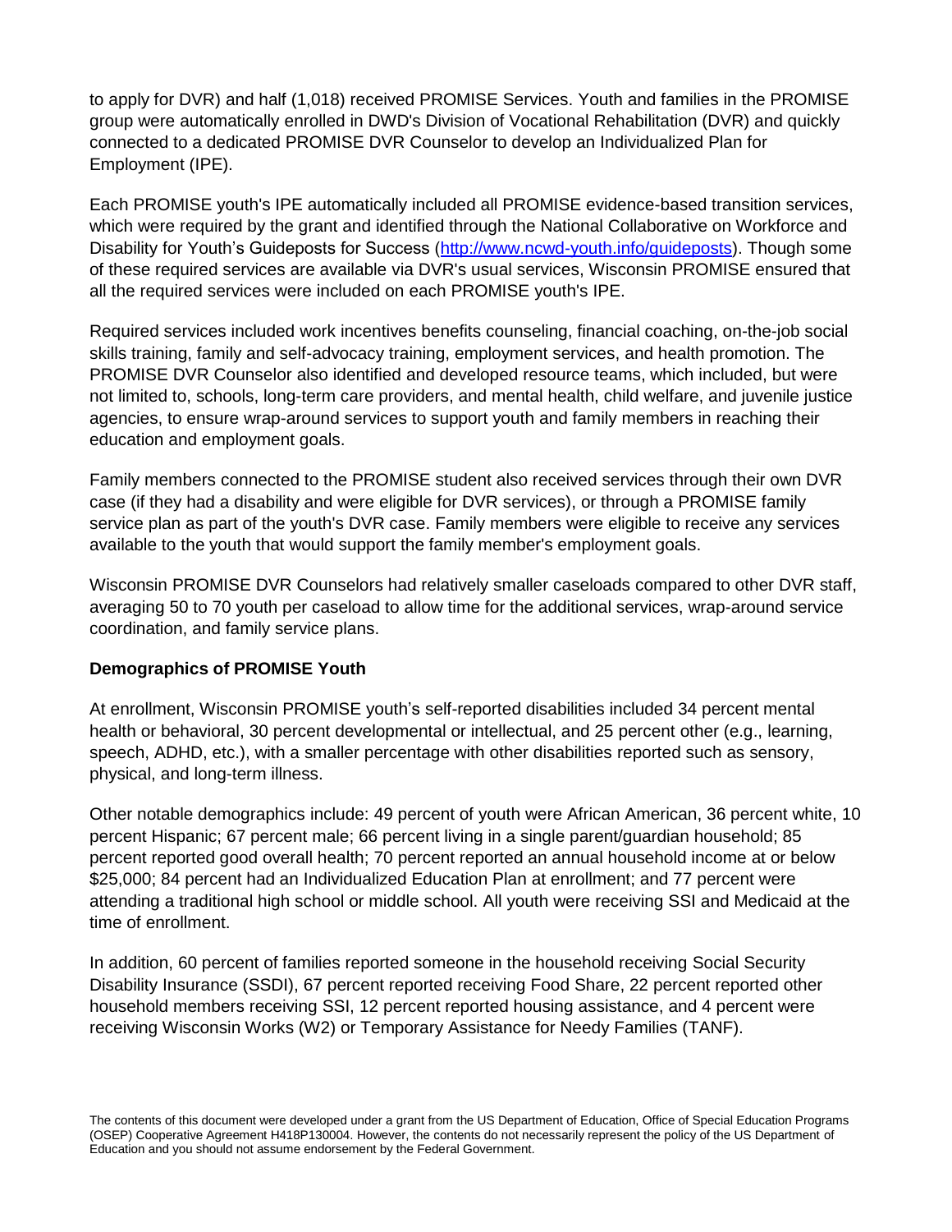to apply for DVR) and half (1,018) received PROMISE Services. Youth and families in the PROMISE group were automatically enrolled in DWD's Division of Vocational Rehabilitation (DVR) and quickly connected to a dedicated PROMISE DVR Counselor to develop an Individualized Plan for Employment (IPE).

Each PROMISE youth's IPE automatically included all PROMISE evidence-based transition services, which were required by the grant and identified through the National Collaborative on Workforce and Disability for Youth's Guideposts for Success (http://www.ncwd-youth.info/guideposts). Though some of these required services are available via DVR's usual services, Wisconsin PROMISE ensured that all the required services were included on each PROMISE youth's IPE.

Required services included work incentives benefits counseling, financial coaching, on-the-job social skills training, family and self-advocacy training, employment services, and health promotion. The PROMISE DVR Counselor also identified and developed resource teams, which included, but were not limited to, schools, long-term care providers, and mental health, child welfare, and juvenile justice agencies, to ensure wrap-around services to support youth and family members in reaching their education and employment goals.

Family members connected to the PROMISE student also received services through their own DVR case (if they had a disability and were eligible for DVR services), or through a PROMISE family service plan as part of the youth's DVR case. Family members were eligible to receive any services available to the youth that would support the family member's employment goals.

Wisconsin PROMISE DVR Counselors had relatively smaller caseloads compared to other DVR staff, averaging 50 to 70 youth per caseload to allow time for the additional services, wrap-around service coordination, and family service plans.

**Demographics of PROMISE Youth**

At enrollment, Wisconsin PROMISE youth's self-reported disabilities included 34 percent mental health or behavioral, 30 percent developmental or intellectual, and 25 percent other (e.g., learning, speech, ADHD, etc.), with a smaller percentage with other disabilities reported such as sensory, physical, and long-term illness.

Other notable demographics include: 49 percent of youth were African American, 36 percent white, 10 percent Hispanic; 67 percent male; 66 percent living in a single parent/guardian household; 85 percent reported good overall health; 70 percent reported an annual household income at or below $25,000; 84 percent had an Individualized Education Plan at enrollment; and 77 percent were attending a traditional high school or middle school. All youth were receiving SSI and Medicaid at the time of enrollment.

In addition, 60 percent of families reported someone in the household receiving Social Security Disability Insurance (SSDI), 67 percent reported receiving Food Share, 22 percent reported other household members receiving SSI, 12 percent reported housing assistance, and 4 percent were receiving Wisconsin Works (W2) or Temporary Assistance for Needy Families (TANF).

The contents of this document were developed under a grant from the US Department of Education, Office of Special Education Programs (OSEP) Cooperative Agreement H418P130004. However, the contents do not necessarily represent the policy of the US Department of Education and you should not assume endorsement by the Federal Government.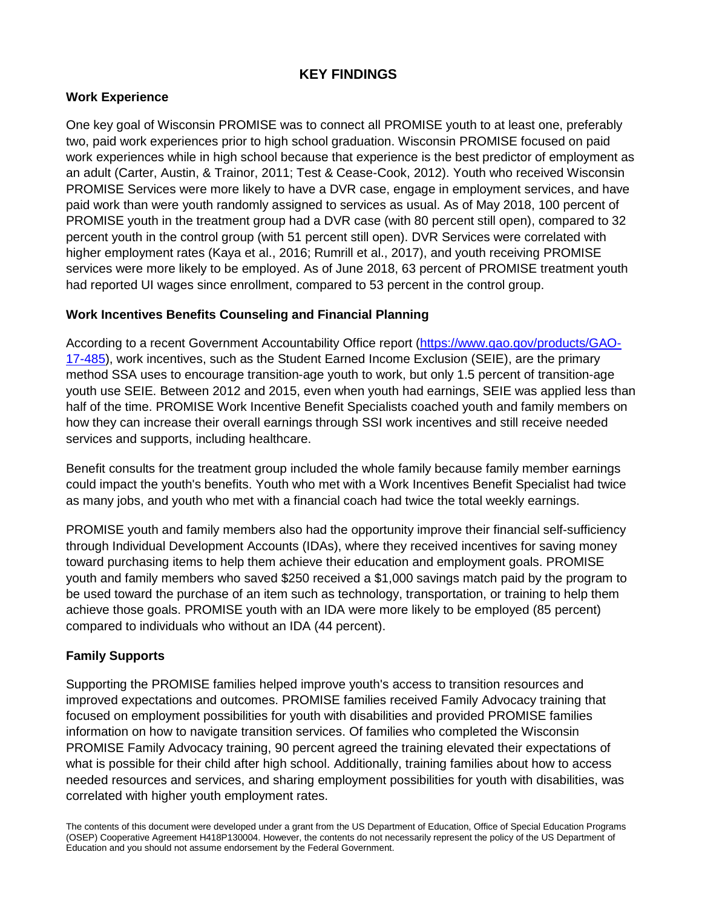# KEY FINDINGS

## Work Experience

One key goal of Wisconsin PROMISE was to connect all PROMISE youth to at least one, preferably two, paid work experiences prior to high school graduation. Wisconsin PROMISE focused on paid work experiences while in high school because that experience is the best predictor of employment as an adult (Carter, Austin, & Trainor, 2011; Test & Cease-Cook, 2012). Youth who received Wisconsin PROMISE Services were more likely to have a DVR case, engage in employment services, and have paid work than were youth randomly assigned to services as usual. As of May 2018, 100 percent of PROMISE youth in the treatment group had a DVR case (with 80 percent still open), compared to 32 percent youth in the control group (with 51 percent still open). DVR Services were correlated with higher employment rates (Kaya et al., 2016; Rumrill et al., 2017), and youth receiving PROMISE services were more likely to be employed. As of June 2018, 63 percent of PROMISE treatment youth had reported UI wages since enrollment, compared to 53 percent in the control group.

## Work Incentives Benefits Counseling and Financial Planning

According to a recent Government Accountability Office report ([https://www.gao.gov/products/GAO-17-485](https://www.gao.gov/products/GAO-17-485)), work incentives, such as the Student Earned Income Exclusion (SEIE), are the primary method SSA uses to encourage transition-age youth to work, but only 1.5 percent of transition-age youth use SEIE. Between 2012 and 2015, even when youth had earnings, SEIE was applied less than half of the time. PROMISE Work Incentive Benefit Specialists coached youth and family members on how they can increase their overall earnings through SSI work incentives and still receive needed services and supports, including healthcare.

Benefit consults for the treatment group included the whole family because family member earnings could impact the youth's benefits. Youth who met with a Work Incentives Benefit Specialist had twice as many jobs, and youth who met with a financial coach had twice the total weekly earnings.

PROMISE youth and family members also had the opportunity improve their financial self-sufficiency through Individual Development Accounts (IDAs), where they received incentives for saving money toward purchasing items to help them achieve their education and employment goals. PROMISE youth and family members who saved $250 received a $1,000 savings match paid by the program to be used toward the purchase of an item such as technology, transportation, or training to help them achieve those goals. PROMISE youth with an IDA were more likely to be employed (85 percent) compared to individuals who without an IDA (44 percent).

## Family Supports

Supporting the PROMISE families helped improve youth's access to transition resources and improved expectations and outcomes. PROMISE families received Family Advocacy training that focused on employment possibilities for youth with disabilities and provided PROMISE families information on how to navigate transition services. Of families who completed the Wisconsin PROMISE Family Advocacy training, 90 percent agreed the training elevated their expectations of what is possible for their child after high school. Additionally, training families about how to access needed resources and services, and sharing employment possibilities for youth with disabilities, was correlated with higher youth employment rates.

The contents of this document were developed under a grant from the US Department of Education, Office of Special Education Programs (OSEP) Cooperative Agreement H418P130004. However, the contents do not necessarily represent the policy of the US Department of Education and you should not assume endorsement by the Federal Government.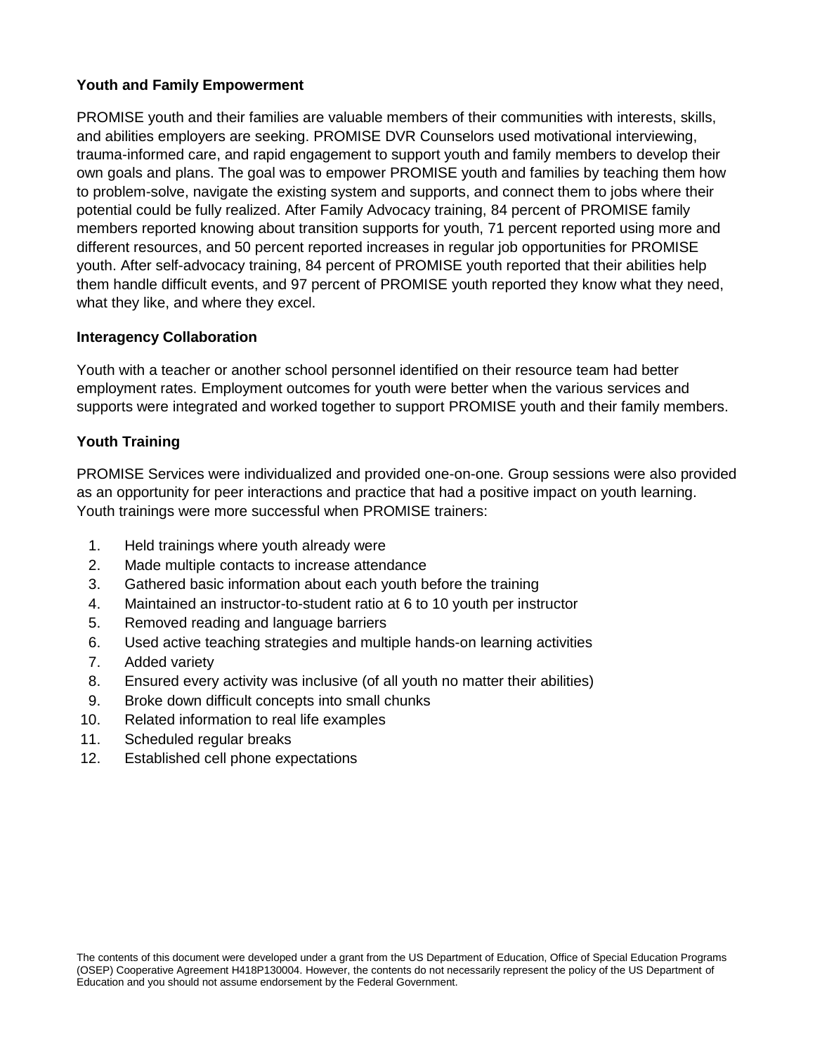**Youth and Family Empowerment**

PROMISE youth and their families are valuable members of their communities with interests, skills, and abilities employers are seeking. PROMISE DVR Counselors used motivational interviewing, trauma-informed care, and rapid engagement to support youth and family members to develop their own goals and plans. The goal was to empower PROMISE youth and families by teaching them how to problem-solve, navigate the existing system and supports, and connect them to jobs where their potential could be fully realized. After Family Advocacy training, 84 percent of PROMISE family members reported knowing about transition supports for youth, 71 percent reported using more and different resources, and 50 percent reported increases in regular job opportunities for PROMISE youth. After self-advocacy training, 84 percent of PROMISE youth reported that their abilities help them handle difficult events, and 97 percent of PROMISE youth reported they know what they need, what they like, and where they excel.

**Interagency Collaboration**

Youth with a teacher or another school personnel identified on their resource team had better employment rates. Employment outcomes for youth were better when the various services and supports were integrated and worked together to support PROMISE youth and their family members.

**Youth Training**

PROMISE Services were individualized and provided one-on-one. Group sessions were also provided as an opportunity for peer interactions and practice that had a positive impact on youth learning. Youth trainings were more successful when PROMISE trainers:

1. Held trainings where youth already were
2. Made multiple contacts to increase attendance
3. Gathered basic information about each youth before the training
4. Maintained an instructor-to-student ratio at 6 to 10 youth per instructor
5. Removed reading and language barriers
6. Used active teaching strategies and multiple hands-on learning activities
7. Added variety
8. Ensured every activity was inclusive (of all youth no matter their abilities)
9. Broke down difficult concepts into small chunks
10. Related information to real life examples
11. Scheduled regular breaks
12. Established cell phone expectations

The contents of this document were developed under a grant from the US Department of Education, Office of Special Education Programs (OSEP) Cooperative Agreement H418P130004. However, the contents do not necessarily represent the policy of the US Department of Education and you should not assume endorsement by the Federal Government.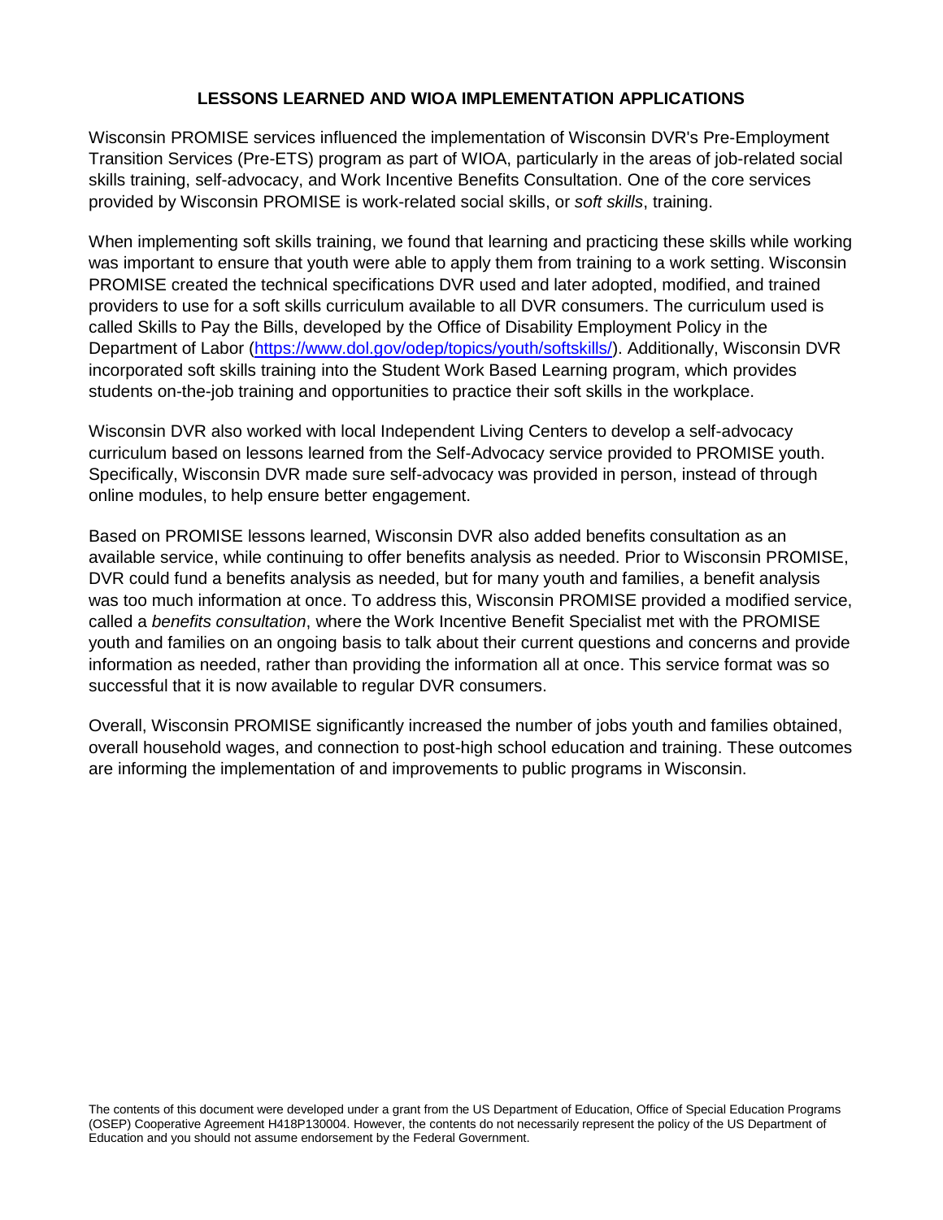## LESSONS LEARNED AND WIOA IMPLEMENTATION APPLICATIONS

Wisconsin PROMISE services influenced the implementation of Wisconsin DVR's Pre-Employment Transition Services (Pre-ETS) program as part of WIOA, particularly in the areas of job-related social skills training, self-advocacy, and Work Incentive Benefits Consultation. One of the core services provided by Wisconsin PROMISE is work-related social skills, or *soft skills*, training.

When implementing soft skills training, we found that learning and practicing these skills while working was important to ensure that youth were able to apply them from training to a work setting. Wisconsin PROMISE created the technical specifications DVR used and later adopted, modified, and trained providers to use for a soft skills curriculum available to all DVR consumers. The curriculum used is called Skills to Pay the Bills, developed by the Office of Disability Employment Policy in the Department of Labor ([https://www.dol.gov/odep/topics/youth/softskills/](https://www.dol.gov/odep/topics/youth/softskills/)). Additionally, Wisconsin DVR incorporated soft skills training into the Student Work Based Learning program, which provides students on-the-job training and opportunities to practice their soft skills in the workplace.

Wisconsin DVR also worked with local Independent Living Centers to develop a self-advocacy curriculum based on lessons learned from the Self-Advocacy service provided to PROMISE youth. Specifically, Wisconsin DVR made sure self-advocacy was provided in person, instead of through online modules, to help ensure better engagement.

Based on PROMISE lessons learned, Wisconsin DVR also added benefits consultation as an available service, while continuing to offer benefits analysis as needed. Prior to Wisconsin PROMISE, DVR could fund a benefits analysis as needed, but for many youth and families, a benefit analysis was too much information at once. To address this, Wisconsin PROMISE provided a modified service, called a *benefits consultation*, where the Work Incentive Benefit Specialist met with the PROMISE youth and families on an ongoing basis to talk about their current questions and concerns and provide information as needed, rather than providing the information all at once. This service format was so successful that it is now available to regular DVR consumers.

Overall, Wisconsin PROMISE significantly increased the number of jobs youth and families obtained, overall household wages, and connection to post-high school education and training. These outcomes are informing the implementation of and improvements to public programs in Wisconsin.

The contents of this document were developed under a grant from the US Department of Education, Office of Special Education Programs (OSEP) Cooperative Agreement H418P130004. However, the contents do not necessarily represent the policy of the US Department of Education and you should not assume endorsement by the Federal Government.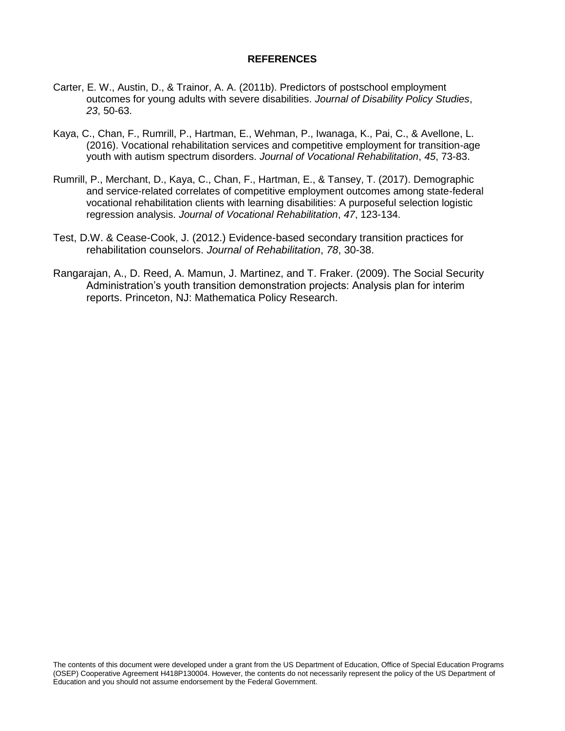## REFERENCES

Carter, E. W., Austin, D., & Trainor, A. A. (2011b). Predictors of postschool employment outcomes for young adults with severe disabilities. *Journal of Disability Policy Studies*, *23*, 50-63.

Kaya, C., Chan, F., Rumrill, P., Hartman, E., Wehman, P., Iwanaga, K., Pai, C., & Avellone, L. (2016). Vocational rehabilitation services and competitive employment for transition-age youth with autism spectrum disorders. *Journal of Vocational Rehabilitation*, *45*, 73-83.

Rumrill, P., Merchant, D., Kaya, C., Chan, F., Hartman, E., & Tansey, T. (2017). Demographic and service-related correlates of competitive employment outcomes among state-federal vocational rehabilitation clients with learning disabilities: A purposeful selection logistic regression analysis. *Journal of Vocational Rehabilitation*, *47*, 123-134.

Test, D.W. & Cease-Cook, J. (2012.) Evidence-based secondary transition practices for rehabilitation counselors. *Journal of Rehabilitation*, *78*, 30-38.

Rangarajan, A., D. Reed, A. Mamun, J. Martinez, and T. Fraker. (2009). The Social Security Administration's youth transition demonstration projects: Analysis plan for interim reports. Princeton, NJ: Mathematica Policy Research.

The contents of this document were developed under a grant from the US Department of Education, Office of Special Education Programs (OSEP) Cooperative Agreement H418P130004. However, the contents do not necessarily represent the policy of the US Department of Education and you should not assume endorsement by the Federal Government.